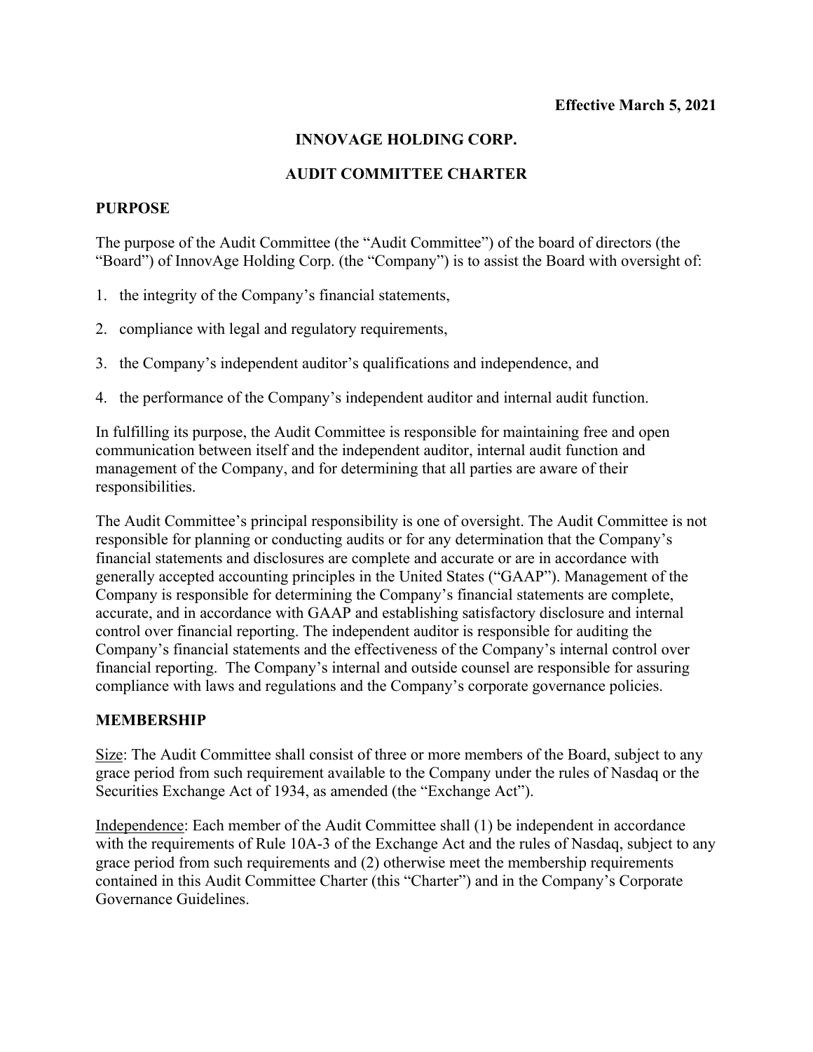**Effective March 5, 2021**

# INNOVAGE HOLDING CORP.

# AUDIT COMMITTEE CHARTER

## PURPOSE

The purpose of the Audit Committee (the "Audit Committee") of the board of directors (the "Board") of InnovAge Holding Corp. (the "Company") is to assist the Board with oversight of:

1. the integrity of the Company's financial statements,
2. compliance with legal and regulatory requirements,
3. the Company's independent auditor's qualifications and independence, and
4. the performance of the Company's independent auditor and internal audit function.

In fulfilling its purpose, the Audit Committee is responsible for maintaining free and open communication between itself and the independent auditor, internal audit function and management of the Company, and for determining that all parties are aware of their responsibilities.

The Audit Committee's principal responsibility is one of oversight. The Audit Committee is not responsible for planning or conducting audits or for any determination that the Company's financial statements and disclosures are complete and accurate or are in accordance with generally accepted accounting principles in the United States ("GAAP"). Management of the Company is responsible for determining the Company's financial statements are complete, accurate, and in accordance with GAAP and establishing satisfactory disclosure and internal control over financial reporting. The independent auditor is responsible for auditing the Company's financial statements and the effectiveness of the Company's internal control over financial reporting. The Company's internal and outside counsel are responsible for assuring compliance with laws and regulations and the Company's corporate governance policies.

## MEMBERSHIP

Size: The Audit Committee shall consist of three or more members of the Board, subject to any grace period from such requirement available to the Company under the rules of Nasdaq or the Securities Exchange Act of 1934, as amended (the "Exchange Act").

Independence: Each member of the Audit Committee shall (1) be independent in accordance with the requirements of Rule 10A-3 of the Exchange Act and the rules of Nasdaq, subject to any grace period from such requirements and (2) otherwise meet the membership requirements contained in this Audit Committee Charter (this "Charter") and in the Company's Corporate Governance Guidelines.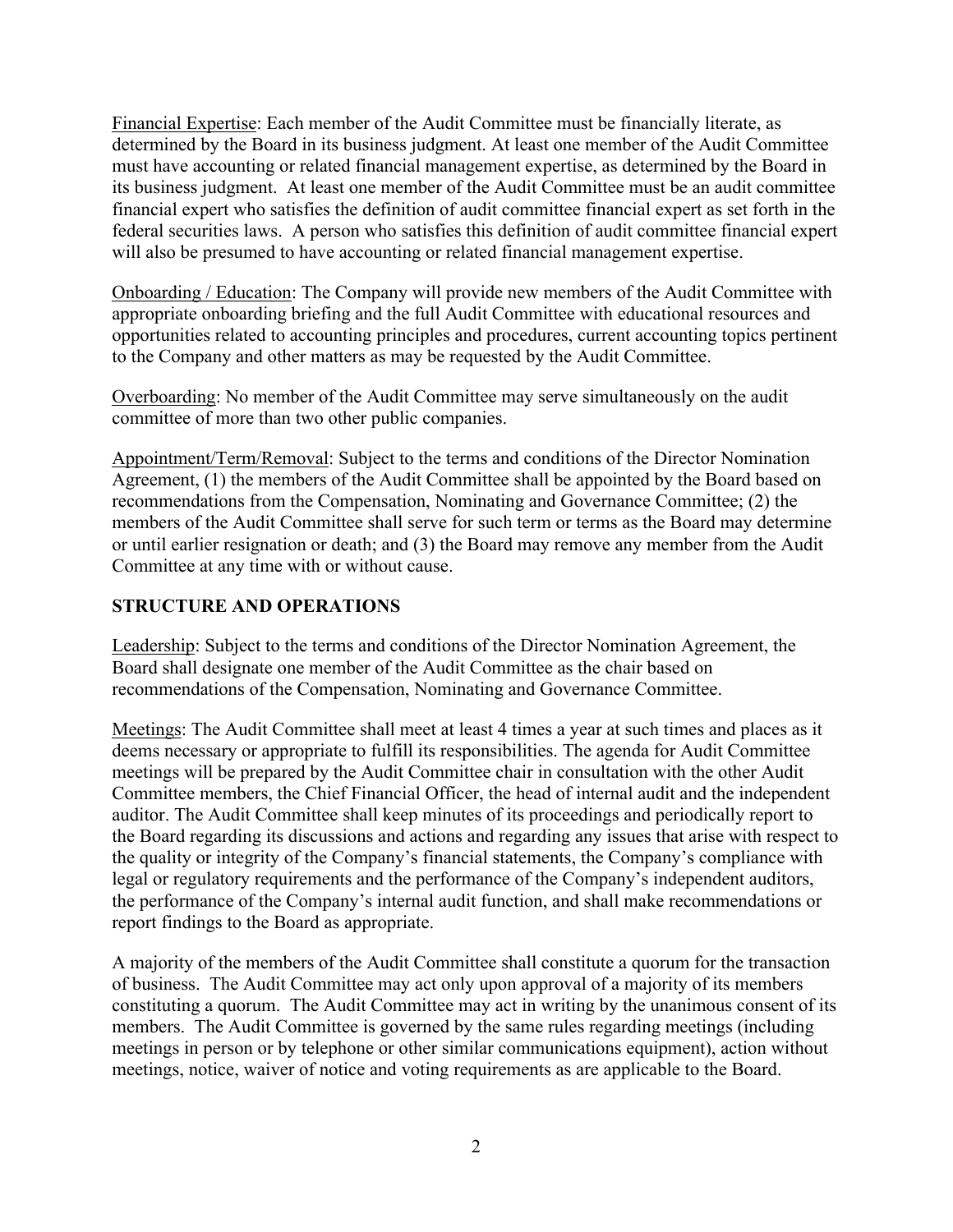<u>Financial Expertise</u>: Each member of the Audit Committee must be financially literate, as determined by the Board in its business judgment. At least one member of the Audit Committee must have accounting or related financial management expertise, as determined by the Board in its business judgment. At least one member of the Audit Committee must be an audit committee financial expert who satisfies the definition of audit committee financial expert as set forth in the federal securities laws. A person who satisfies this definition of audit committee financial expert will also be presumed to have accounting or related financial management expertise.

<u>Onboarding / Education</u>: The Company will provide new members of the Audit Committee with appropriate onboarding briefing and the full Audit Committee with educational resources and opportunities related to accounting principles and procedures, current accounting topics pertinent to the Company and other matters as may be requested by the Audit Committee.

<u>Overboarding</u>: No member of the Audit Committee may serve simultaneously on the audit committee of more than two other public companies.

<u>Appointment/Term/Removal</u>: Subject to the terms and conditions of the Director Nomination Agreement, (1) the members of the Audit Committee shall be appointed by the Board based on recommendations from the Compensation, Nominating and Governance Committee; (2) the members of the Audit Committee shall serve for such term or terms as the Board may determine or until earlier resignation or death; and (3) the Board may remove any member from the Audit Committee at any time with or without cause.

## STRUCTURE AND OPERATIONS

<u>Leadership</u>: Subject to the terms and conditions of the Director Nomination Agreement, the Board shall designate one member of the Audit Committee as the chair based on recommendations of the Compensation, Nominating and Governance Committee.

<u>Meetings</u>: The Audit Committee shall meet at least 4 times a year at such times and places as it deems necessary or appropriate to fulfill its responsibilities. The agenda for Audit Committee meetings will be prepared by the Audit Committee chair in consultation with the other Audit Committee members, the Chief Financial Officer, the head of internal audit and the independent auditor. The Audit Committee shall keep minutes of its proceedings and periodically report to the Board regarding its discussions and actions and regarding any issues that arise with respect to the quality or integrity of the Company's financial statements, the Company's compliance with legal or regulatory requirements and the performance of the Company's independent auditors, the performance of the Company's internal audit function, and shall make recommendations or report findings to the Board as appropriate.

A majority of the members of the Audit Committee shall constitute a quorum for the transaction of business. The Audit Committee may act only upon approval of a majority of its members constituting a quorum. The Audit Committee may act in writing by the unanimous consent of its members. The Audit Committee is governed by the same rules regarding meetings (including meetings in person or by telephone or other similar communications equipment), action without meetings, notice, waiver of notice and voting requirements as are applicable to the Board.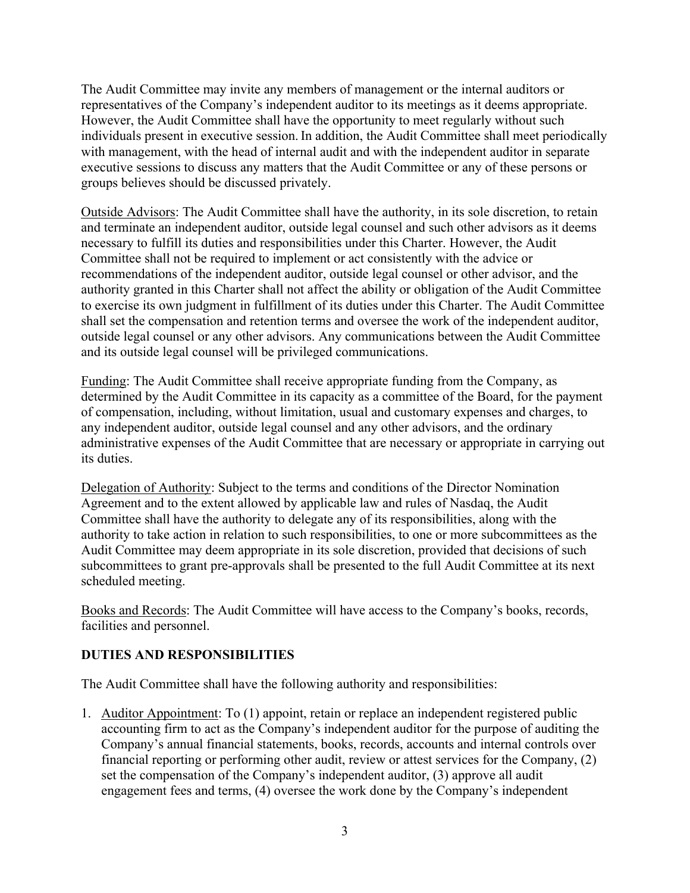The Audit Committee may invite any members of management or the internal auditors or representatives of the Company's independent auditor to its meetings as it deems appropriate. However, the Audit Committee shall have the opportunity to meet regularly without such individuals present in executive session. In addition, the Audit Committee shall meet periodically with management, with the head of internal audit and with the independent auditor in separate executive sessions to discuss any matters that the Audit Committee or any of these persons or groups believes should be discussed privately.

Outside Advisors: The Audit Committee shall have the authority, in its sole discretion, to retain and terminate an independent auditor, outside legal counsel and such other advisors as it deems necessary to fulfill its duties and responsibilities under this Charter. However, the Audit Committee shall not be required to implement or act consistently with the advice or recommendations of the independent auditor, outside legal counsel or other advisor, and the authority granted in this Charter shall not affect the ability or obligation of the Audit Committee to exercise its own judgment in fulfillment of its duties under this Charter. The Audit Committee shall set the compensation and retention terms and oversee the work of the independent auditor, outside legal counsel or any other advisors. Any communications between the Audit Committee and its outside legal counsel will be privileged communications.

Funding: The Audit Committee shall receive appropriate funding from the Company, as determined by the Audit Committee in its capacity as a committee of the Board, for the payment of compensation, including, without limitation, usual and customary expenses and charges, to any independent auditor, outside legal counsel and any other advisors, and the ordinary administrative expenses of the Audit Committee that are necessary or appropriate in carrying out its duties.

Delegation of Authority: Subject to the terms and conditions of the Director Nomination Agreement and to the extent allowed by applicable law and rules of Nasdaq, the Audit Committee shall have the authority to delegate any of its responsibilities, along with the authority to take action in relation to such responsibilities, to one or more subcommittees as the Audit Committee may deem appropriate in its sole discretion, provided that decisions of such subcommittees to grant pre-approvals shall be presented to the full Audit Committee at its next scheduled meeting.

Books and Records: The Audit Committee will have access to the Company's books, records, facilities and personnel.

## DUTIES AND RESPONSIBILITIES

The Audit Committee shall have the following authority and responsibilities:

1. Auditor Appointment: To (1) appoint, retain or replace an independent registered public accounting firm to act as the Company's independent auditor for the purpose of auditing the Company's annual financial statements, books, records, accounts and internal controls over financial reporting or performing other audit, review or attest services for the Company, (2) set the compensation of the Company's independent auditor, (3) approve all audit engagement fees and terms, (4) oversee the work done by the Company's independent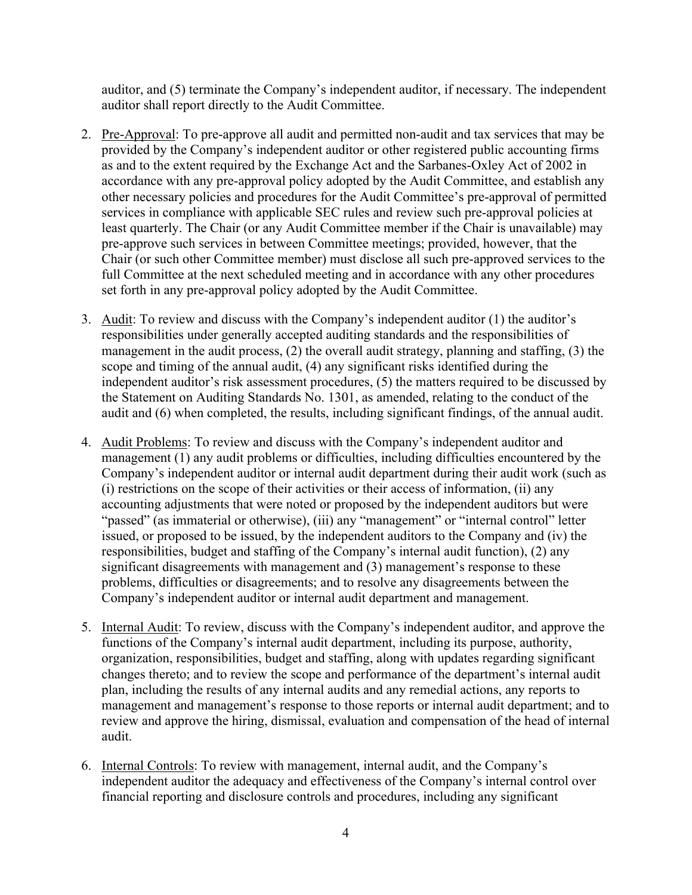auditor, and (5) terminate the Company's independent auditor, if necessary. The independent auditor shall report directly to the Audit Committee.

2. Pre-Approval: To pre-approve all audit and permitted non-audit and tax services that may be provided by the Company's independent auditor or other registered public accounting firms as and to the extent required by the Exchange Act and the Sarbanes-Oxley Act of 2002 in accordance with any pre-approval policy adopted by the Audit Committee, and establish any other necessary policies and procedures for the Audit Committee's pre-approval of permitted services in compliance with applicable SEC rules and review such pre-approval policies at least quarterly. The Chair (or any Audit Committee member if the Chair is unavailable) may pre-approve such services in between Committee meetings; provided, however, that the Chair (or such other Committee member) must disclose all such pre-approved services to the full Committee at the next scheduled meeting and in accordance with any other procedures set forth in any pre-approval policy adopted by the Audit Committee.

3. Audit: To review and discuss with the Company's independent auditor (1) the auditor's responsibilities under generally accepted auditing standards and the responsibilities of management in the audit process, (2) the overall audit strategy, planning and staffing, (3) the scope and timing of the annual audit, (4) any significant risks identified during the independent auditor's risk assessment procedures, (5) the matters required to be discussed by the Statement on Auditing Standards No. 1301, as amended, relating to the conduct of the audit and (6) when completed, the results, including significant findings, of the annual audit.

4. Audit Problems: To review and discuss with the Company's independent auditor and management (1) any audit problems or difficulties, including difficulties encountered by the Company's independent auditor or internal audit department during their audit work (such as (i) restrictions on the scope of their activities or their access of information, (ii) any accounting adjustments that were noted or proposed by the independent auditors but were "passed" (as immaterial or otherwise), (iii) any "management" or "internal control" letter issued, or proposed to be issued, by the independent auditors to the Company and (iv) the responsibilities, budget and staffing of the Company's internal audit function), (2) any significant disagreements with management and (3) management's response to these problems, difficulties or disagreements; and to resolve any disagreements between the Company's independent auditor or internal audit department and management.

5. Internal Audit: To review, discuss with the Company's independent auditor, and approve the functions of the Company's internal audit department, including its purpose, authority, organization, responsibilities, budget and staffing, along with updates regarding significant changes thereto; and to review the scope and performance of the department's internal audit plan, including the results of any internal audits and any remedial actions, any reports to management and management's response to those reports or internal audit department; and to review and approve the hiring, dismissal, evaluation and compensation of the head of internal audit.

6. Internal Controls: To review with management, internal audit, and the Company's independent auditor the adequacy and effectiveness of the Company's internal control over financial reporting and disclosure controls and procedures, including any significant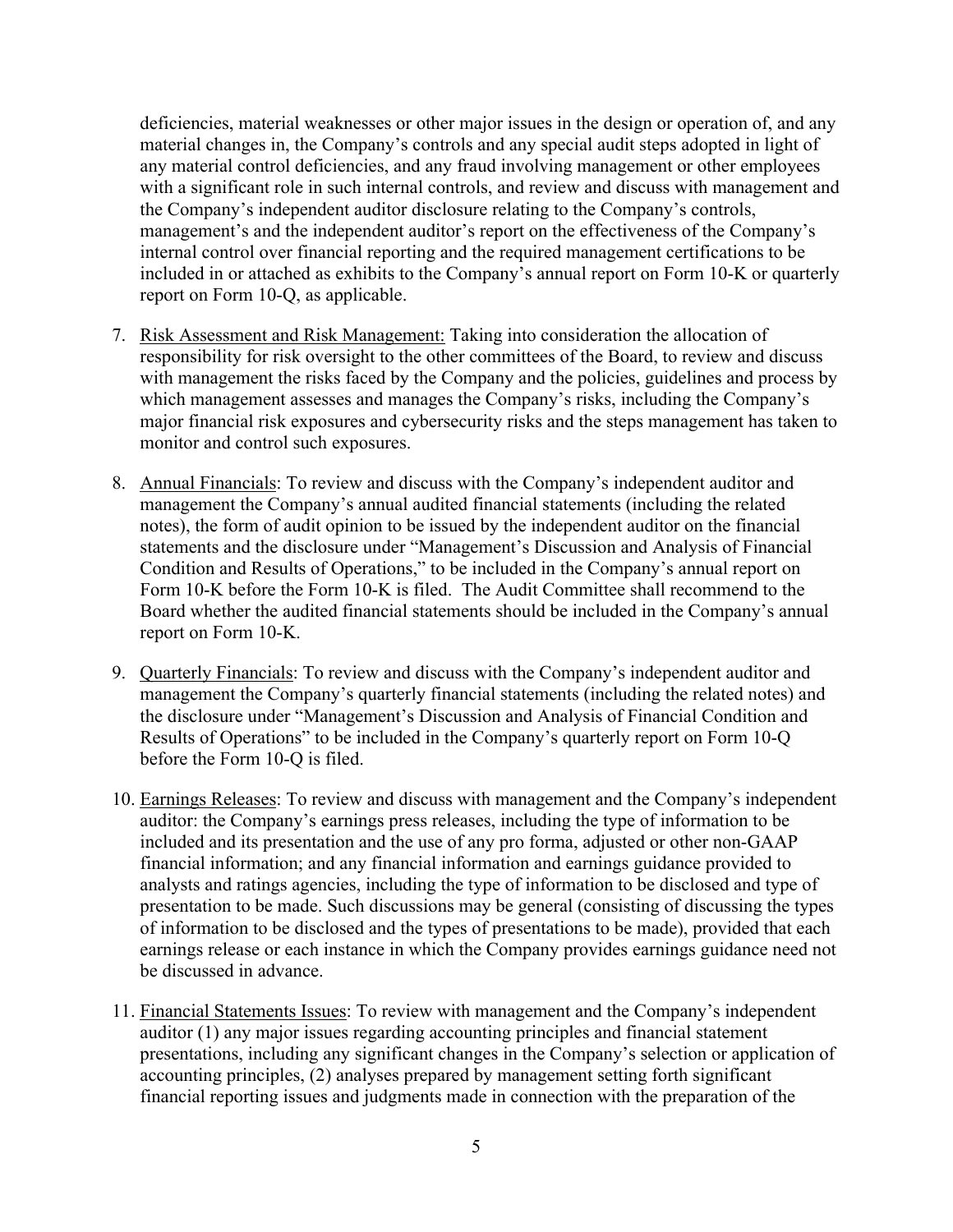deficiencies, material weaknesses or other major issues in the design or operation of, and any material changes in, the Company's controls and any special audit steps adopted in light of any material control deficiencies, and any fraud involving management or other employees with a significant role in such internal controls, and review and discuss with management and the Company's independent auditor disclosure relating to the Company's controls, management's and the independent auditor's report on the effectiveness of the Company's internal control over financial reporting and the required management certifications to be included in or attached as exhibits to the Company's annual report on Form 10-K or quarterly report on Form 10-Q, as applicable.

7. <u>Risk Assessment and Risk Management:</u> Taking into consideration the allocation of responsibility for risk oversight to the other committees of the Board, to review and discuss with management the risks faced by the Company and the policies, guidelines and process by which management assesses and manages the Company's risks, including the Company's major financial risk exposures and cybersecurity risks and the steps management has taken to monitor and control such exposures.

8. <u>Annual Financials</u>: To review and discuss with the Company's independent auditor and management the Company's annual audited financial statements (including the related notes), the form of audit opinion to be issued by the independent auditor on the financial statements and the disclosure under "Management's Discussion and Analysis of Financial Condition and Results of Operations," to be included in the Company's annual report on Form 10-K before the Form 10-K is filed. The Audit Committee shall recommend to the Board whether the audited financial statements should be included in the Company's annual report on Form 10-K.

9. <u>Quarterly Financials</u>: To review and discuss with the Company's independent auditor and management the Company's quarterly financial statements (including the related notes) and the disclosure under "Management's Discussion and Analysis of Financial Condition and Results of Operations" to be included in the Company's quarterly report on Form 10-Q before the Form 10-Q is filed.

10. <u>Earnings Releases</u>: To review and discuss with management and the Company's independent auditor: the Company's earnings press releases, including the type of information to be included and its presentation and the use of any pro forma, adjusted or other non-GAAP financial information; and any financial information and earnings guidance provided to analysts and ratings agencies, including the type of information to be disclosed and type of presentation to be made. Such discussions may be general (consisting of discussing the types of information to be disclosed and the types of presentations to be made), provided that each earnings release or each instance in which the Company provides earnings guidance need not be discussed in advance.

11. <u>Financial Statements Issues</u>: To review with management and the Company's independent auditor (1) any major issues regarding accounting principles and financial statement presentations, including any significant changes in the Company's selection or application of accounting principles, (2) analyses prepared by management setting forth significant financial reporting issues and judgments made in connection with the preparation of the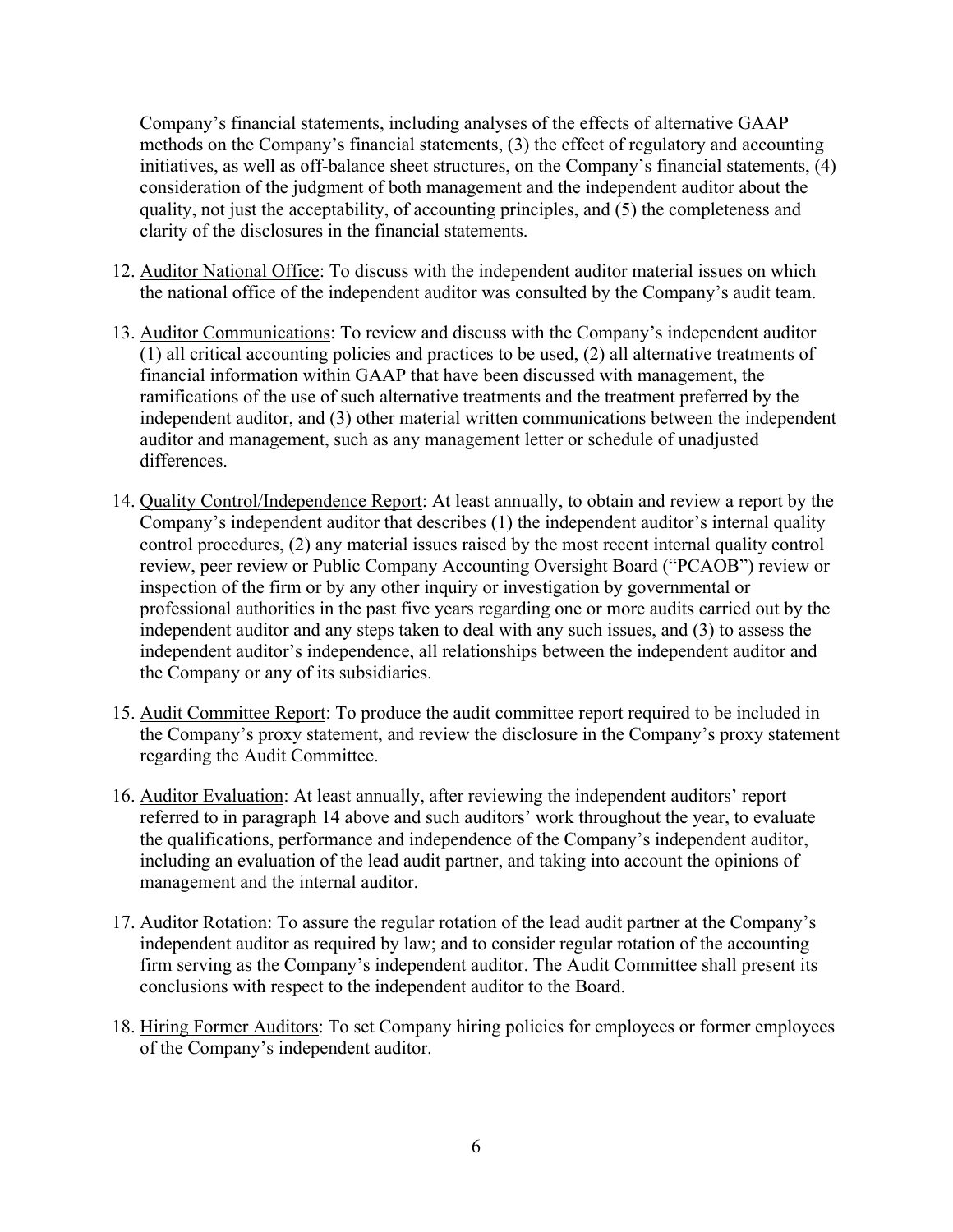Company's financial statements, including analyses of the effects of alternative GAAP methods on the Company's financial statements, (3) the effect of regulatory and accounting initiatives, as well as off-balance sheet structures, on the Company's financial statements, (4) consideration of the judgment of both management and the independent auditor about the quality, not just the acceptability, of accounting principles, and (5) the completeness and clarity of the disclosures in the financial statements.

12. Auditor National Office: To discuss with the independent auditor material issues on which the national office of the independent auditor was consulted by the Company's audit team.

13. Auditor Communications: To review and discuss with the Company's independent auditor (1) all critical accounting policies and practices to be used, (2) all alternative treatments of financial information within GAAP that have been discussed with management, the ramifications of the use of such alternative treatments and the treatment preferred by the independent auditor, and (3) other material written communications between the independent auditor and management, such as any management letter or schedule of unadjusted differences.

14. Quality Control/Independence Report: At least annually, to obtain and review a report by the Company's independent auditor that describes (1) the independent auditor's internal quality control procedures, (2) any material issues raised by the most recent internal quality control review, peer review or Public Company Accounting Oversight Board ("PCAOB") review or inspection of the firm or by any other inquiry or investigation by governmental or professional authorities in the past five years regarding one or more audits carried out by the independent auditor and any steps taken to deal with any such issues, and (3) to assess the independent auditor's independence, all relationships between the independent auditor and the Company or any of its subsidiaries.

15. Audit Committee Report: To produce the audit committee report required to be included in the Company's proxy statement, and review the disclosure in the Company's proxy statement regarding the Audit Committee.

16. Auditor Evaluation: At least annually, after reviewing the independent auditors' report referred to in paragraph 14 above and such auditors' work throughout the year, to evaluate the qualifications, performance and independence of the Company's independent auditor, including an evaluation of the lead audit partner, and taking into account the opinions of management and the internal auditor.

17. Auditor Rotation: To assure the regular rotation of the lead audit partner at the Company's independent auditor as required by law; and to consider regular rotation of the accounting firm serving as the Company's independent auditor. The Audit Committee shall present its conclusions with respect to the independent auditor to the Board.

18. Hiring Former Auditors: To set Company hiring policies for employees or former employees of the Company's independent auditor.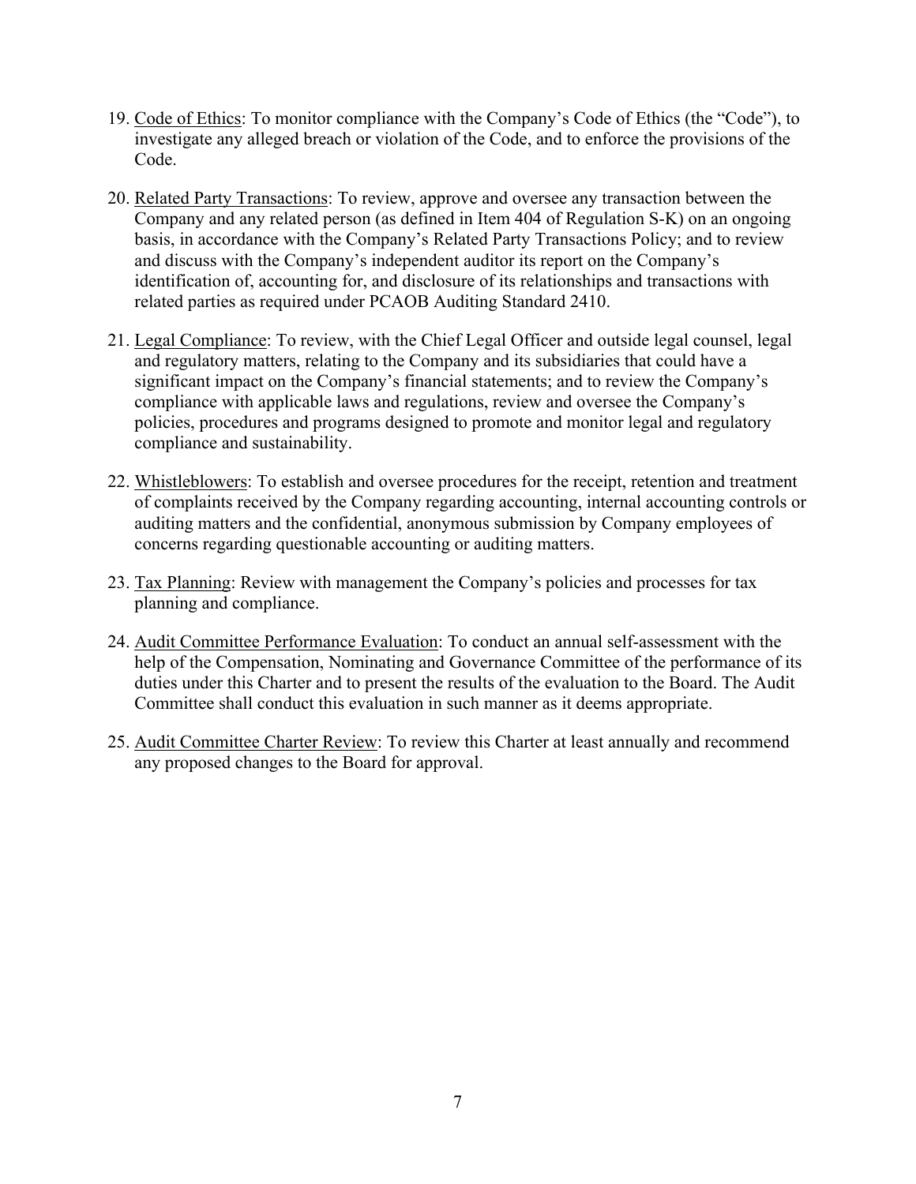19. <u>Code of Ethics</u>: To monitor compliance with the Company's Code of Ethics (the "Code"), to investigate any alleged breach or violation of the Code, and to enforce the provisions of the Code.

20. <u>Related Party Transactions</u>: To review, approve and oversee any transaction between the Company and any related person (as defined in Item 404 of Regulation S-K) on an ongoing basis, in accordance with the Company's Related Party Transactions Policy; and to review and discuss with the Company's independent auditor its report on the Company's identification of, accounting for, and disclosure of its relationships and transactions with related parties as required under PCAOB Auditing Standard 2410.

21. <u>Legal Compliance</u>: To review, with the Chief Legal Officer and outside legal counsel, legal and regulatory matters, relating to the Company and its subsidiaries that could have a significant impact on the Company's financial statements; and to review the Company's compliance with applicable laws and regulations, review and oversee the Company's policies, procedures and programs designed to promote and monitor legal and regulatory compliance and sustainability.

22. <u>Whistleblowers</u>: To establish and oversee procedures for the receipt, retention and treatment of complaints received by the Company regarding accounting, internal accounting controls or auditing matters and the confidential, anonymous submission by Company employees of concerns regarding questionable accounting or auditing matters.

23. <u>Tax Planning</u>: Review with management the Company's policies and processes for tax planning and compliance.

24. <u>Audit Committee Performance Evaluation</u>: To conduct an annual self-assessment with the help of the Compensation, Nominating and Governance Committee of the performance of its duties under this Charter and to present the results of the evaluation to the Board. The Audit Committee shall conduct this evaluation in such manner as it deems appropriate.

25. <u>Audit Committee Charter Review</u>: To review this Charter at least annually and recommend any proposed changes to the Board for approval.